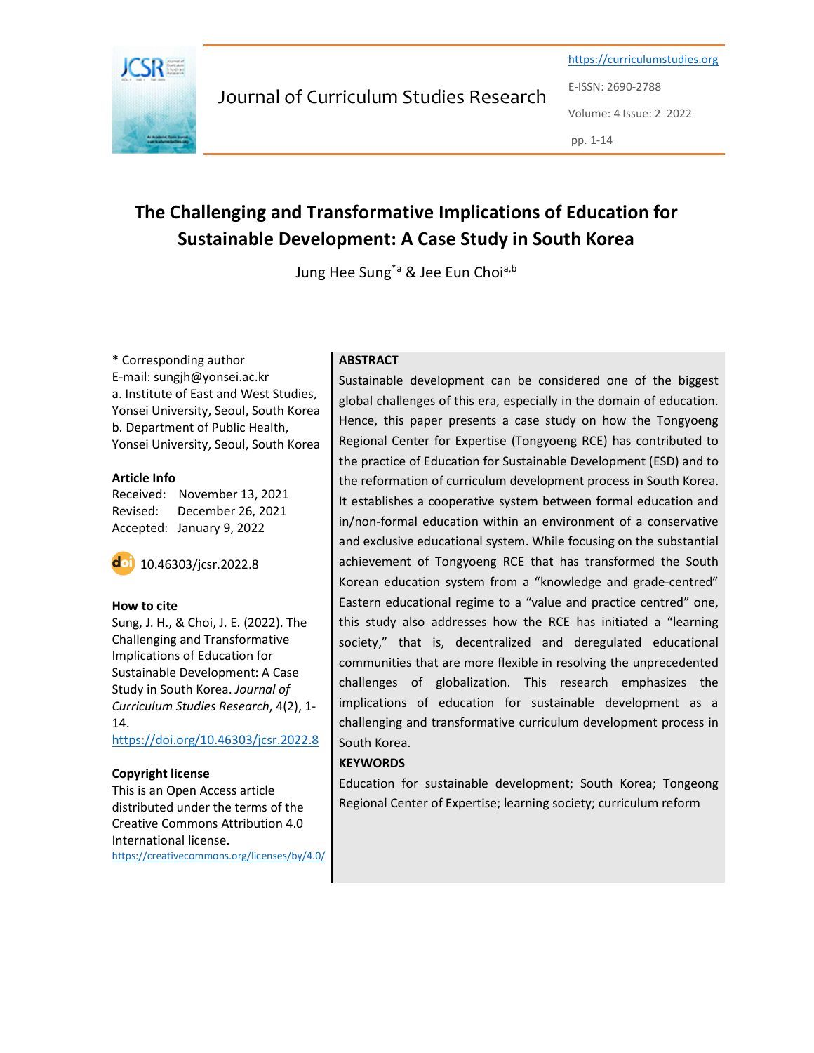# The Challenging and Transformative Implications of Education for Sustainable Development: A Case Study in South Korea

Jung Hee Sung[*a] & Jee Eun Choi[a,b]

\* Corresponding author
E-mail: sungjh@yonsei.ac.kr
a. Institute of East and West Studies, Yonsei University, Seoul, South Korea
b. Department of Public Health, Yonsei University, Seoul, South Korea

**Article Info**
Received: November 13, 2021
Revised: December 26, 2021
Accepted: January 9, 2022

10.46303/jcsr.2022.8

**How to cite**
Sung, J. H., & Choi, J. E. (2022). The Challenging and Transformative Implications of Education for Sustainable Development: A Case Study in South Korea. *Journal of Curriculum Studies Research*, 4(2), 1-14.
https://doi.org/10.46303/jcsr.2022.8

**Copyright license**
This is an Open Access article distributed under the terms of the Creative Commons Attribution 4.0 International license.
https://creativecommons.org/licenses/by/4.0/

**ABSTRACT**

Sustainable development can be considered one of the biggest global challenges of this era, especially in the domain of education. Hence, this paper presents a case study on how the Tongyeong Regional Center for Expertise (Tongyeong RCE) has contributed to the practice of Education for Sustainable Development (ESD) and to the reformation of curriculum development process in South Korea. It establishes a cooperative system between formal education and in/non-formal education within an environment of a conservative and exclusive educational system. While focusing on the substantial achievement of Tongyeong RCE that has transformed the South Korean education system from a "knowledge and grade-centred" Eastern educational regime to a "value and practice centred" one, this study also addresses how the RCE has initiated a "learning society," that is, decentralized and deregulated educational communities that are more flexible in resolving the unprecedented challenges of globalization. This research emphasizes the implications of education for sustainable development as a challenging and transformative curriculum development process in South Korea.

**KEYWORDS**

Education for sustainable development; South Korea; Tongeong Regional Center of Expertise; learning society; curriculum reform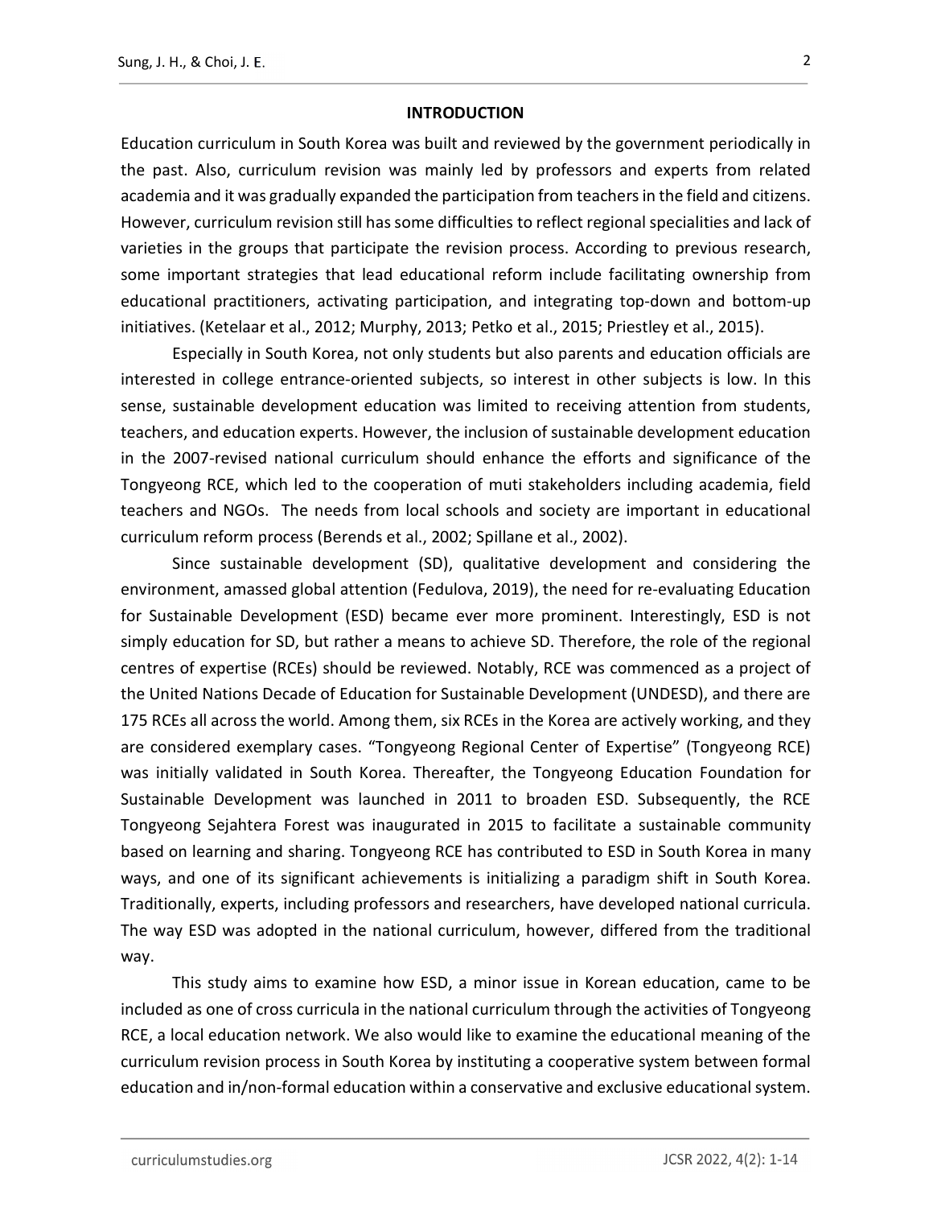## INTRODUCTION

Education curriculum in South Korea was built and reviewed by the government periodically in the past. Also, curriculum revision was mainly led by professors and experts from related academia and it was gradually expanded the participation from teachers in the field and citizens. However, curriculum revision still has some difficulties to reflect regional specialities and lack of varieties in the groups that participate the revision process. According to previous research, some important strategies that lead educational reform include facilitating ownership from educational practitioners, activating participation, and integrating top-down and bottom-up initiatives. (Ketelaar et al., 2012; Murphy, 2013; Petko et al., 2015; Priestley et al., 2015).

Especially in South Korea, not only students but also parents and education officials are interested in college entrance-oriented subjects, so interest in other subjects is low. In this sense, sustainable development education was limited to receiving attention from students, teachers, and education experts. However, the inclusion of sustainable development education in the 2007-revised national curriculum should enhance the efforts and significance of the Tongyeong RCE, which led to the cooperation of muti stakeholders including academia, field teachers and NGOs. The needs from local schools and society are important in educational curriculum reform process (Berends et al., 2002; Spillane et al., 2002).

Since sustainable development (SD), qualitative development and considering the environment, amassed global attention (Fedulova, 2019), the need for re-evaluating Education for Sustainable Development (ESD) became ever more prominent. Interestingly, ESD is not simply education for SD, but rather a means to achieve SD. Therefore, the role of the regional centres of expertise (RCEs) should be reviewed. Notably, RCE was commenced as a project of the United Nations Decade of Education for Sustainable Development (UNDESD), and there are 175 RCEs all across the world. Among them, six RCEs in the Korea are actively working, and they are considered exemplary cases. "Tongyeong Regional Center of Expertise" (Tongyeong RCE) was initially validated in South Korea. Thereafter, the Tongyeong Education Foundation for Sustainable Development was launched in 2011 to broaden ESD. Subsequently, the RCE Tongyeong Sejahtera Forest was inaugurated in 2015 to facilitate a sustainable community based on learning and sharing. Tongyeong RCE has contributed to ESD in South Korea in many ways, and one of its significant achievements is initializing a paradigm shift in South Korea. Traditionally, experts, including professors and researchers, have developed national curricula. The way ESD was adopted in the national curriculum, however, differed from the traditional way.

This study aims to examine how ESD, a minor issue in Korean education, came to be included as one of cross curricula in the national curriculum through the activities of Tongyeong RCE, a local education network. We also would like to examine the educational meaning of the curriculum revision process in South Korea by instituting a cooperative system between formal education and in/non-formal education within a conservative and exclusive educational system.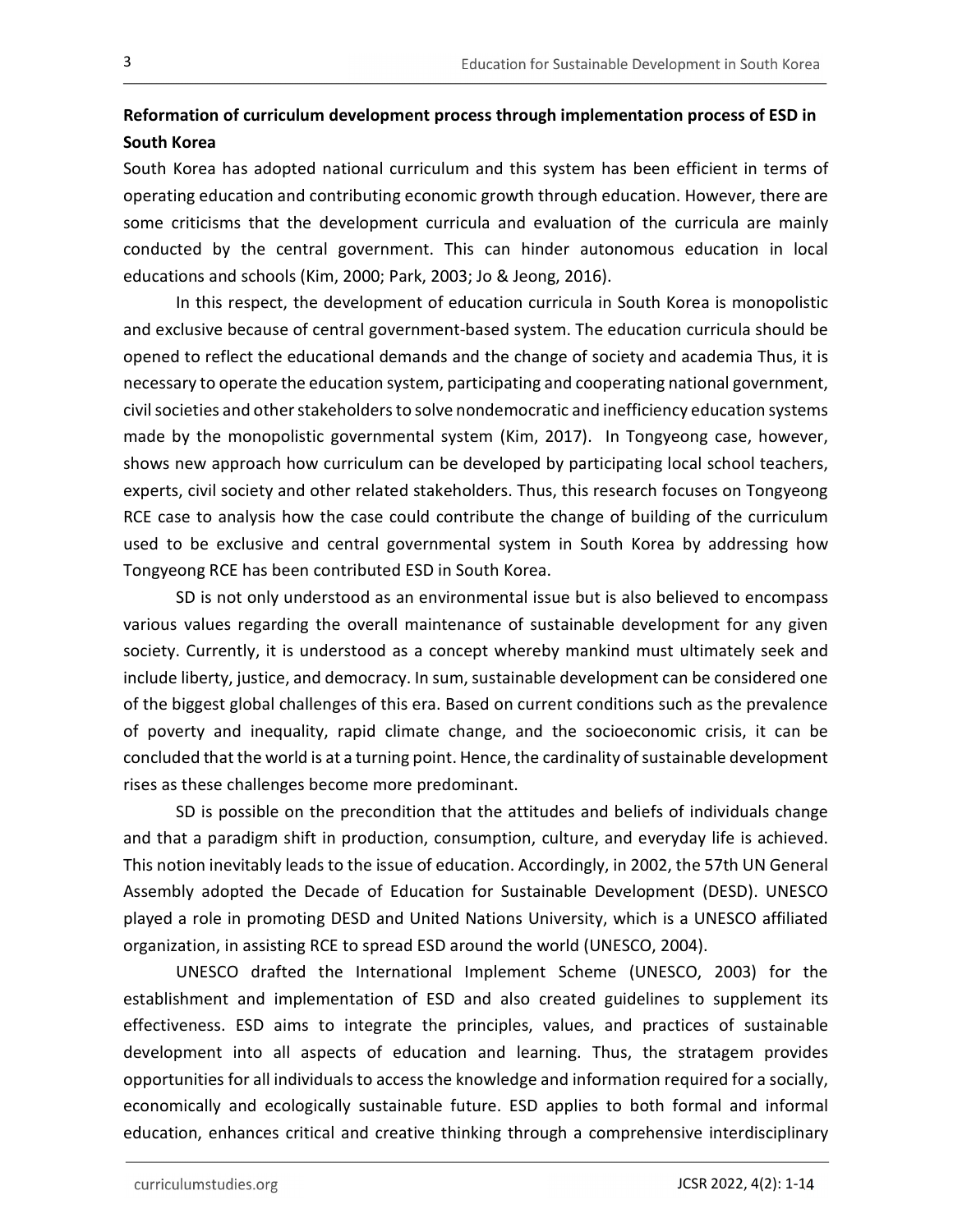**Reformation of curriculum development process through implementation process of ESD in South Korea**

South Korea has adopted national curriculum and this system has been efficient in terms of operating education and contributing economic growth through education. However, there are some criticisms that the development curricula and evaluation of the curricula are mainly conducted by the central government. This can hinder autonomous education in local educations and schools (Kim, 2000; Park, 2003; Jo & Jeong, 2016).

In this respect, the development of education curricula in South Korea is monopolistic and exclusive because of central government-based system. The education curricula should be opened to reflect the educational demands and the change of society and academia Thus, it is necessary to operate the education system, participating and cooperating national government, civil societies and other stakeholders to solve nondemocratic and inefficiency education systems made by the monopolistic governmental system (Kim, 2017). In Tongyeong case, however, shows new approach how curriculum can be developed by participating local school teachers, experts, civil society and other related stakeholders. Thus, this research focuses on Tongyeong RCE case to analysis how the case could contribute the change of building of the curriculum used to be exclusive and central governmental system in South Korea by addressing how Tongyeong RCE has been contributed ESD in South Korea.

SD is not only understood as an environmental issue but is also believed to encompass various values regarding the overall maintenance of sustainable development for any given society. Currently, it is understood as a concept whereby mankind must ultimately seek and include liberty, justice, and democracy. In sum, sustainable development can be considered one of the biggest global challenges of this era. Based on current conditions such as the prevalence of poverty and inequality, rapid climate change, and the socioeconomic crisis, it can be concluded that the world is at a turning point. Hence, the cardinality of sustainable development rises as these challenges become more predominant.

SD is possible on the precondition that the attitudes and beliefs of individuals change and that a paradigm shift in production, consumption, culture, and everyday life is achieved. This notion inevitably leads to the issue of education. Accordingly, in 2002, the 57th UN General Assembly adopted the Decade of Education for Sustainable Development (DESD). UNESCO played a role in promoting DESD and United Nations University, which is a UNESCO affiliated organization, in assisting RCE to spread ESD around the world (UNESCO, 2004).

UNESCO drafted the International Implement Scheme (UNESCO, 2003) for the establishment and implementation of ESD and also created guidelines to supplement its effectiveness. ESD aims to integrate the principles, values, and practices of sustainable development into all aspects of education and learning. Thus, the stratagem provides opportunities for all individuals to access the knowledge and information required for a socially, economically and ecologically sustainable future. ESD applies to both formal and informal education, enhances critical and creative thinking through a comprehensive interdisciplinary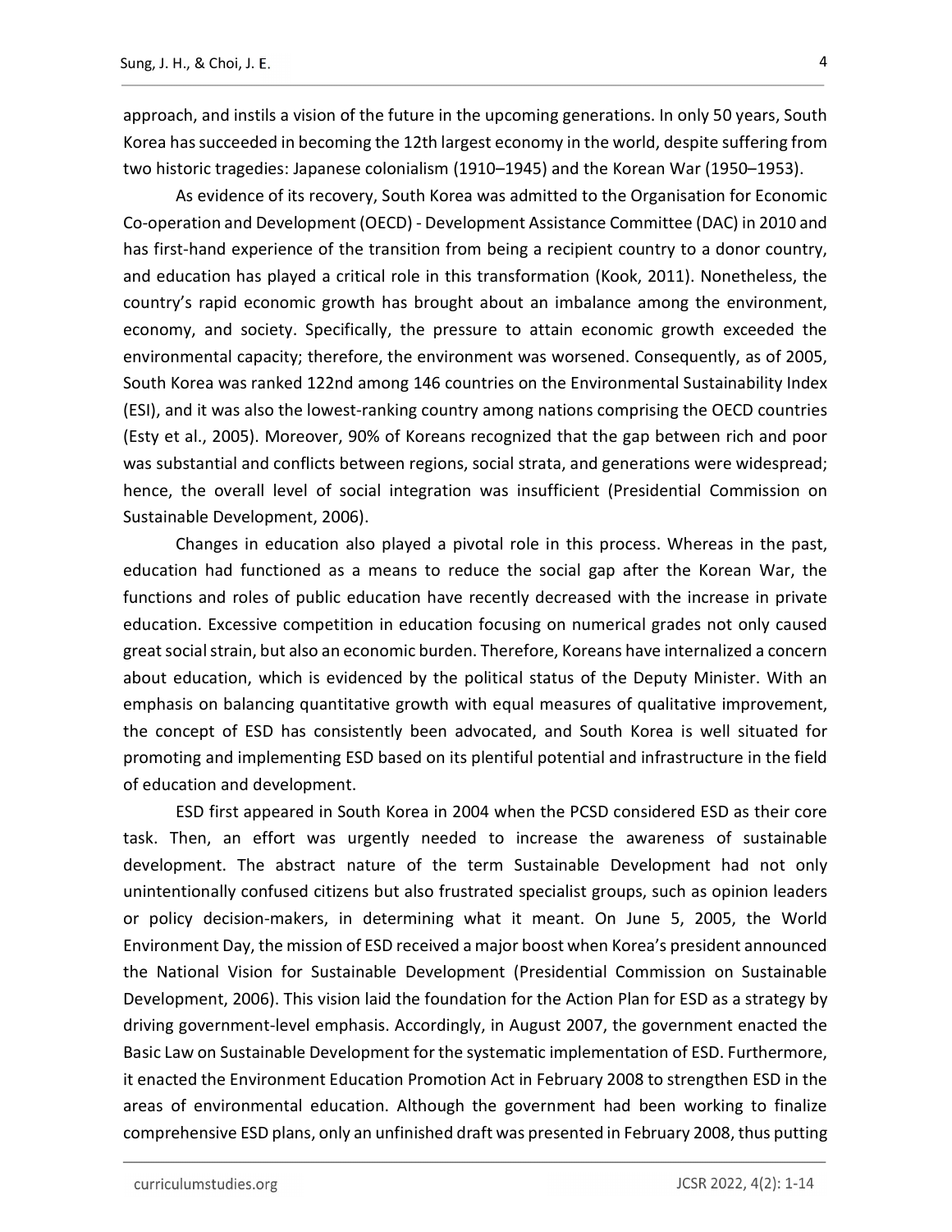approach, and instils a vision of the future in the upcoming generations. In only 50 years, South Korea has succeeded in becoming the 12th largest economy in the world, despite suffering from two historic tragedies: Japanese colonialism (1910–1945) and the Korean War (1950–1953).

As evidence of its recovery, South Korea was admitted to the Organisation for Economic Co-operation and Development (OECD) - Development Assistance Committee (DAC) in 2010 and has first-hand experience of the transition from being a recipient country to a donor country, and education has played a critical role in this transformation (Kook, 2011). Nonetheless, the country's rapid economic growth has brought about an imbalance among the environment, economy, and society. Specifically, the pressure to attain economic growth exceeded the environmental capacity; therefore, the environment was worsened. Consequently, as of 2005, South Korea was ranked 122nd among 146 countries on the Environmental Sustainability Index (ESI), and it was also the lowest-ranking country among nations comprising the OECD countries (Esty et al., 2005). Moreover, 90% of Koreans recognized that the gap between rich and poor was substantial and conflicts between regions, social strata, and generations were widespread; hence, the overall level of social integration was insufficient (Presidential Commission on Sustainable Development, 2006).

Changes in education also played a pivotal role in this process. Whereas in the past, education had functioned as a means to reduce the social gap after the Korean War, the functions and roles of public education have recently decreased with the increase in private education. Excessive competition in education focusing on numerical grades not only caused great social strain, but also an economic burden. Therefore, Koreans have internalized a concern about education, which is evidenced by the political status of the Deputy Minister. With an emphasis on balancing quantitative growth with equal measures of qualitative improvement, the concept of ESD has consistently been advocated, and South Korea is well situated for promoting and implementing ESD based on its plentiful potential and infrastructure in the field of education and development.

ESD first appeared in South Korea in 2004 when the PCSD considered ESD as their core task. Then, an effort was urgently needed to increase the awareness of sustainable development. The abstract nature of the term Sustainable Development had not only unintentionally confused citizens but also frustrated specialist groups, such as opinion leaders or policy decision-makers, in determining what it meant. On June 5, 2005, the World Environment Day, the mission of ESD received a major boost when Korea's president announced the National Vision for Sustainable Development (Presidential Commission on Sustainable Development, 2006). This vision laid the foundation for the Action Plan for ESD as a strategy by driving government-level emphasis. Accordingly, in August 2007, the government enacted the Basic Law on Sustainable Development for the systematic implementation of ESD. Furthermore, it enacted the Environment Education Promotion Act in February 2008 to strengthen ESD in the areas of environmental education. Although the government had been working to finalize comprehensive ESD plans, only an unfinished draft was presented in February 2008, thus putting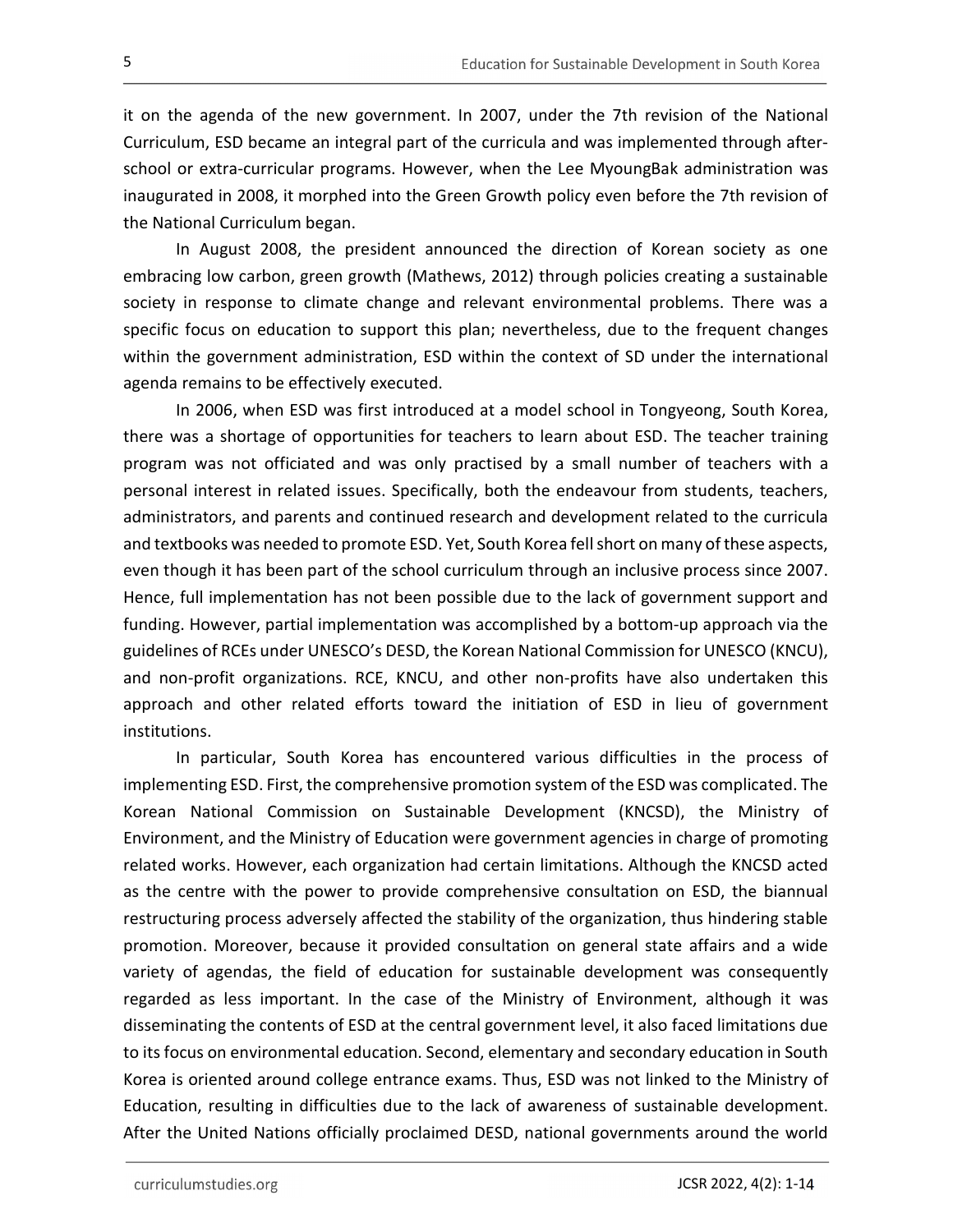it on the agenda of the new government. In 2007, under the 7th revision of the National Curriculum, ESD became an integral part of the curricula and was implemented through after-school or extra-curricular programs. However, when the Lee MyoungBak administration was inaugurated in 2008, it morphed into the Green Growth policy even before the 7th revision of the National Curriculum began.

In August 2008, the president announced the direction of Korean society as one embracing low carbon, green growth (Mathews, 2012) through policies creating a sustainable society in response to climate change and relevant environmental problems. There was a specific focus on education to support this plan; nevertheless, due to the frequent changes within the government administration, ESD within the context of SD under the international agenda remains to be effectively executed.

In 2006, when ESD was first introduced at a model school in Tongyeong, South Korea, there was a shortage of opportunities for teachers to learn about ESD. The teacher training program was not officiated and was only practised by a small number of teachers with a personal interest in related issues. Specifically, both the endeavour from students, teachers, administrators, and parents and continued research and development related to the curricula and textbooks was needed to promote ESD. Yet, South Korea fell short on many of these aspects, even though it has been part of the school curriculum through an inclusive process since 2007. Hence, full implementation has not been possible due to the lack of government support and funding. However, partial implementation was accomplished by a bottom-up approach via the guidelines of RCEs under UNESCO's DESD, the Korean National Commission for UNESCO (KNCU), and non-profit organizations. RCE, KNCU, and other non-profits have also undertaken this approach and other related efforts toward the initiation of ESD in lieu of government institutions.

In particular, South Korea has encountered various difficulties in the process of implementing ESD. First, the comprehensive promotion system of the ESD was complicated. The Korean National Commission on Sustainable Development (KNCSD), the Ministry of Environment, and the Ministry of Education were government agencies in charge of promoting related works. However, each organization had certain limitations. Although the KNCSD acted as the centre with the power to provide comprehensive consultation on ESD, the biannual restructuring process adversely affected the stability of the organization, thus hindering stable promotion. Moreover, because it provided consultation on general state affairs and a wide variety of agendas, the field of education for sustainable development was consequently regarded as less important. In the case of the Ministry of Environment, although it was disseminating the contents of ESD at the central government level, it also faced limitations due to its focus on environmental education. Second, elementary and secondary education in South Korea is oriented around college entrance exams. Thus, ESD was not linked to the Ministry of Education, resulting in difficulties due to the lack of awareness of sustainable development. After the United Nations officially proclaimed DESD, national governments around the world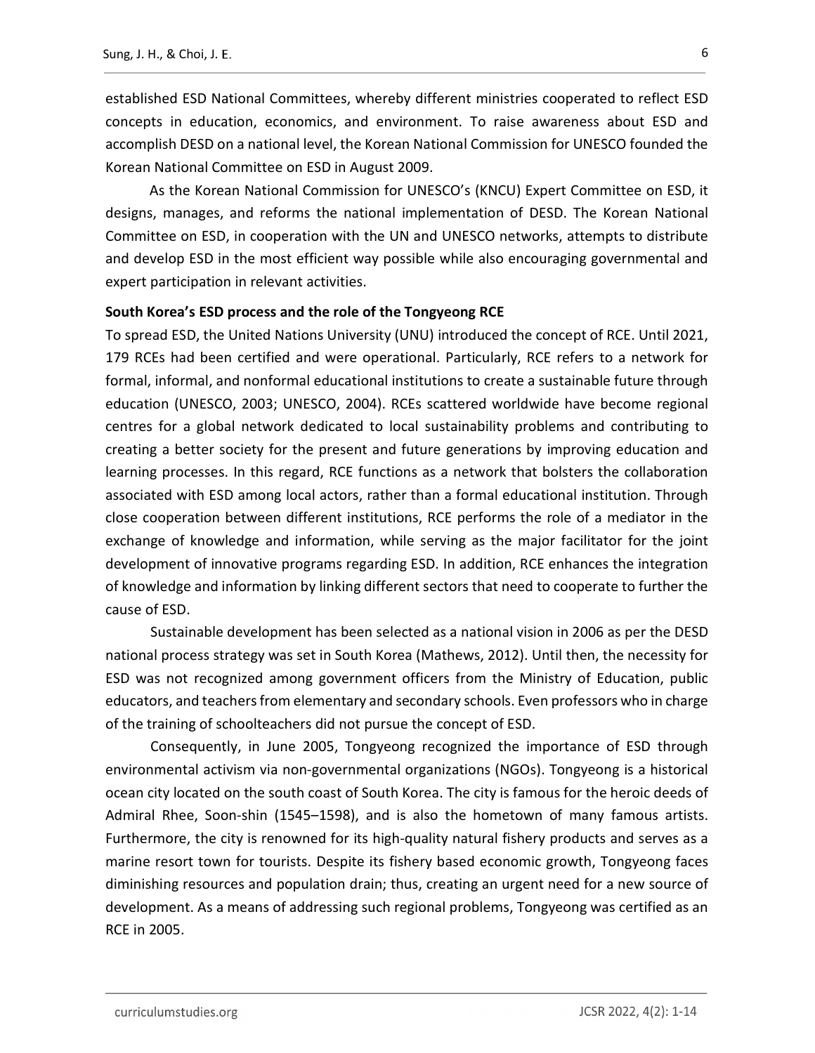established ESD National Committees, whereby different ministries cooperated to reflect ESD concepts in education, economics, and environment. To raise awareness about ESD and accomplish DESD on a national level, the Korean National Commission for UNESCO founded the Korean National Committee on ESD in August 2009.

As the Korean National Commission for UNESCO's (KNCU) Expert Committee on ESD, it designs, manages, and reforms the national implementation of DESD. The Korean National Committee on ESD, in cooperation with the UN and UNESCO networks, attempts to distribute and develop ESD in the most efficient way possible while also encouraging governmental and expert participation in relevant activities.

**South Korea's ESD process and the role of the Tongyeong RCE**

To spread ESD, the United Nations University (UNU) introduced the concept of RCE. Until 2021, 179 RCEs had been certified and were operational. Particularly, RCE refers to a network for formal, informal, and nonformal educational institutions to create a sustainable future through education (UNESCO, 2003; UNESCO, 2004). RCEs scattered worldwide have become regional centres for a global network dedicated to local sustainability problems and contributing to creating a better society for the present and future generations by improving education and learning processes. In this regard, RCE functions as a network that bolsters the collaboration associated with ESD among local actors, rather than a formal educational institution. Through close cooperation between different institutions, RCE performs the role of a mediator in the exchange of knowledge and information, while serving as the major facilitator for the joint development of innovative programs regarding ESD. In addition, RCE enhances the integration of knowledge and information by linking different sectors that need to cooperate to further the cause of ESD.

Sustainable development has been selected as a national vision in 2006 as per the DESD national process strategy was set in South Korea (Mathews, 2012). Until then, the necessity for ESD was not recognized among government officers from the Ministry of Education, public educators, and teachers from elementary and secondary schools. Even professors who in charge of the training of schoolteachers did not pursue the concept of ESD.

Consequently, in June 2005, Tongyeong recognized the importance of ESD through environmental activism via non-governmental organizations (NGOs). Tongyeong is a historical ocean city located on the south coast of South Korea. The city is famous for the heroic deeds of Admiral Rhee, Soon-shin (1545–1598), and is also the hometown of many famous artists. Furthermore, the city is renowned for its high-quality natural fishery products and serves as a marine resort town for tourists. Despite its fishery based economic growth, Tongyeong faces diminishing resources and population drain; thus, creating an urgent need for a new source of development. As a means of addressing such regional problems, Tongyeong was certified as an RCE in 2005.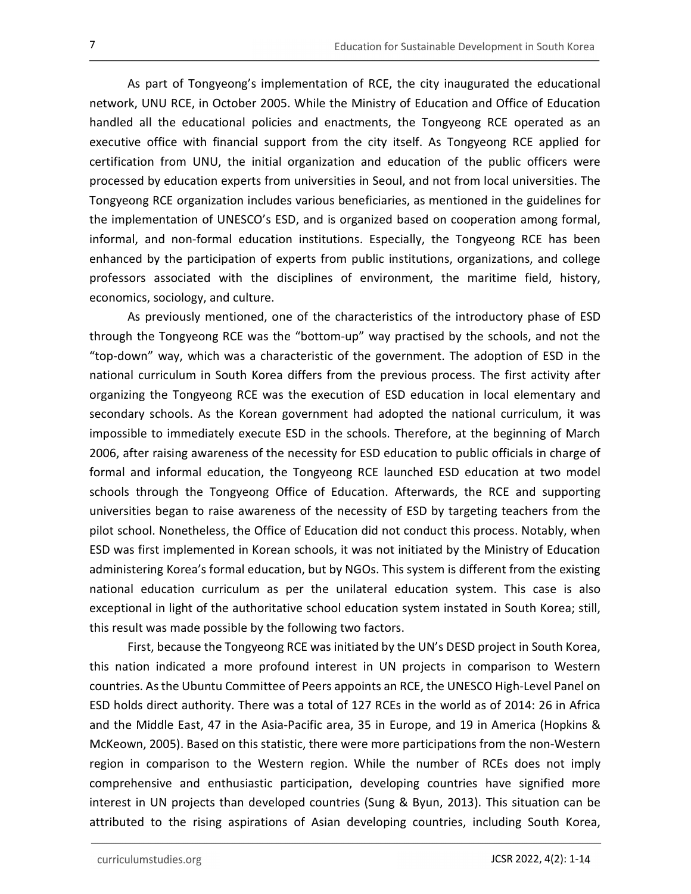As part of Tongyeong's implementation of RCE, the city inaugurated the educational network, UNU RCE, in October 2005. While the Ministry of Education and Office of Education handled all the educational policies and enactments, the Tongyeong RCE operated as an executive office with financial support from the city itself. As Tongyeong RCE applied for certification from UNU, the initial organization and education of the public officers were processed by education experts from universities in Seoul, and not from local universities. The Tongyeong RCE organization includes various beneficiaries, as mentioned in the guidelines for the implementation of UNESCO's ESD, and is organized based on cooperation among formal, informal, and non-formal education institutions. Especially, the Tongyeong RCE has been enhanced by the participation of experts from public institutions, organizations, and college professors associated with the disciplines of environment, the maritime field, history, economics, sociology, and culture.

As previously mentioned, one of the characteristics of the introductory phase of ESD through the Tongyeong RCE was the "bottom-up" way practised by the schools, and not the "top-down" way, which was a characteristic of the government. The adoption of ESD in the national curriculum in South Korea differs from the previous process. The first activity after organizing the Tongyeong RCE was the execution of ESD education in local elementary and secondary schools. As the Korean government had adopted the national curriculum, it was impossible to immediately execute ESD in the schools. Therefore, at the beginning of March 2006, after raising awareness of the necessity for ESD education to public officials in charge of formal and informal education, the Tongyeong RCE launched ESD education at two model schools through the Tongyeong Office of Education. Afterwards, the RCE and supporting universities began to raise awareness of the necessity of ESD by targeting teachers from the pilot school. Nonetheless, the Office of Education did not conduct this process. Notably, when ESD was first implemented in Korean schools, it was not initiated by the Ministry of Education administering Korea's formal education, but by NGOs. This system is different from the existing national education curriculum as per the unilateral education system. This case is also exceptional in light of the authoritative school education system instated in South Korea; still, this result was made possible by the following two factors.

First, because the Tongyeong RCE was initiated by the UN's DESD project in South Korea, this nation indicated a more profound interest in UN projects in comparison to Western countries. As the Ubuntu Committee of Peers appoints an RCE, the UNESCO High-Level Panel on ESD holds direct authority. There was a total of 127 RCEs in the world as of 2014: 26 in Africa and the Middle East, 47 in the Asia-Pacific area, 35 in Europe, and 19 in America (Hopkins & McKeown, 2005). Based on this statistic, there were more participations from the non-Western region in comparison to the Western region. While the number of RCEs does not imply comprehensive and enthusiastic participation, developing countries have signified more interest in UN projects than developed countries (Sung & Byun, 2013). This situation can be attributed to the rising aspirations of Asian developing countries, including South Korea,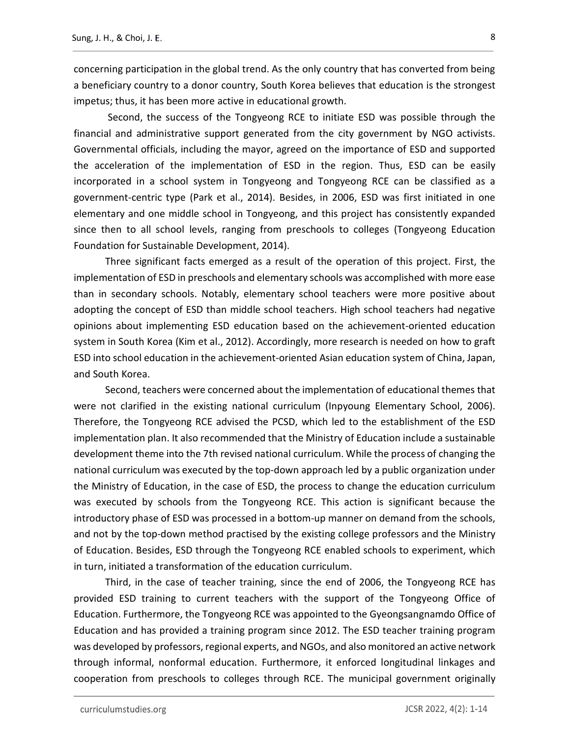concerning participation in the global trend. As the only country that has converted from being a beneficiary country to a donor country, South Korea believes that education is the strongest impetus; thus, it has been more active in educational growth.

Second, the success of the Tongyeong RCE to initiate ESD was possible through the financial and administrative support generated from the city government by NGO activists. Governmental officials, including the mayor, agreed on the importance of ESD and supported the acceleration of the implementation of ESD in the region. Thus, ESD can be easily incorporated in a school system in Tongyeong and Tongyeong RCE can be classified as a government-centric type (Park et al., 2014). Besides, in 2006, ESD was first initiated in one elementary and one middle school in Tongyeong, and this project has consistently expanded since then to all school levels, ranging from preschools to colleges (Tongyeong Education Foundation for Sustainable Development, 2014).

Three significant facts emerged as a result of the operation of this project. First, the implementation of ESD in preschools and elementary schools was accomplished with more ease than in secondary schools. Notably, elementary school teachers were more positive about adopting the concept of ESD than middle school teachers. High school teachers had negative opinions about implementing ESD education based on the achievement-oriented education system in South Korea (Kim et al., 2012). Accordingly, more research is needed on how to graft ESD into school education in the achievement-oriented Asian education system of China, Japan, and South Korea.

Second, teachers were concerned about the implementation of educational themes that were not clarified in the existing national curriculum (Inpyoung Elementary School, 2006). Therefore, the Tongyeong RCE advised the PCSD, which led to the establishment of the ESD implementation plan. It also recommended that the Ministry of Education include a sustainable development theme into the 7th revised national curriculum. While the process of changing the national curriculum was executed by the top-down approach led by a public organization under the Ministry of Education, in the case of ESD, the process to change the education curriculum was executed by schools from the Tongyeong RCE. This action is significant because the introductory phase of ESD was processed in a bottom-up manner on demand from the schools, and not by the top-down method practised by the existing college professors and the Ministry of Education. Besides, ESD through the Tongyeong RCE enabled schools to experiment, which in turn, initiated a transformation of the education curriculum.

Third, in the case of teacher training, since the end of 2006, the Tongyeong RCE has provided ESD training to current teachers with the support of the Tongyeong Office of Education. Furthermore, the Tongyeong RCE was appointed to the Gyeongsangnamdo Office of Education and has provided a training program since 2012. The ESD teacher training program was developed by professors, regional experts, and NGOs, and also monitored an active network through informal, nonformal education. Furthermore, it enforced longitudinal linkages and cooperation from preschools to colleges through RCE. The municipal government originally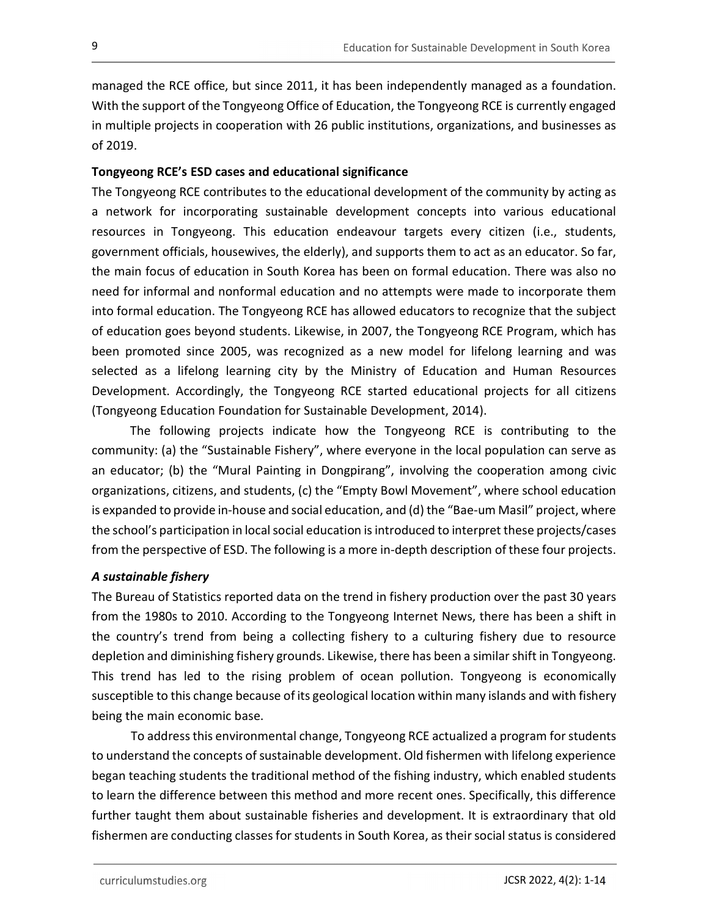managed the RCE office, but since 2011, it has been independently managed as a foundation. With the support of the Tongyeong Office of Education, the Tongyeong RCE is currently engaged in multiple projects in cooperation with 26 public institutions, organizations, and businesses as of 2019.

**Tongyeong RCE's ESD cases and educational significance**

The Tongyeong RCE contributes to the educational development of the community by acting as a network for incorporating sustainable development concepts into various educational resources in Tongyeong. This education endeavour targets every citizen (i.e., students, government officials, housewives, the elderly), and supports them to act as an educator. So far, the main focus of education in South Korea has been on formal education. There was also no need for informal and nonformal education and no attempts were made to incorporate them into formal education. The Tongyeong RCE has allowed educators to recognize that the subject of education goes beyond students. Likewise, in 2007, the Tongyeong RCE Program, which has been promoted since 2005, was recognized as a new model for lifelong learning and was selected as a lifelong learning city by the Ministry of Education and Human Resources Development. Accordingly, the Tongyeong RCE started educational projects for all citizens (Tongyeong Education Foundation for Sustainable Development, 2014).

The following projects indicate how the Tongyeong RCE is contributing to the community: (a) the "Sustainable Fishery", where everyone in the local population can serve as an educator; (b) the "Mural Painting in Dongpirang", involving the cooperation among civic organizations, citizens, and students, (c) the "Empty Bowl Movement", where school education is expanded to provide in-house and social education, and (d) the "Bae-um Masil" project, where the school's participation in local social education is introduced to interpret these projects/cases from the perspective of ESD. The following is a more in-depth description of these four projects.

***A sustainable fishery***

The Bureau of Statistics reported data on the trend in fishery production over the past 30 years from the 1980s to 2010. According to the Tongyeong Internet News, there has been a shift in the country's trend from being a collecting fishery to a culturing fishery due to resource depletion and diminishing fishery grounds. Likewise, there has been a similar shift in Tongyeong. This trend has led to the rising problem of ocean pollution. Tongyeong is economically susceptible to this change because of its geological location within many islands and with fishery being the main economic base.

To address this environmental change, Tongyeong RCE actualized a program for students to understand the concepts of sustainable development. Old fishermen with lifelong experience began teaching students the traditional method of the fishing industry, which enabled students to learn the difference between this method and more recent ones. Specifically, this difference further taught them about sustainable fisheries and development. It is extraordinary that old fishermen are conducting classes for students in South Korea, as their social status is considered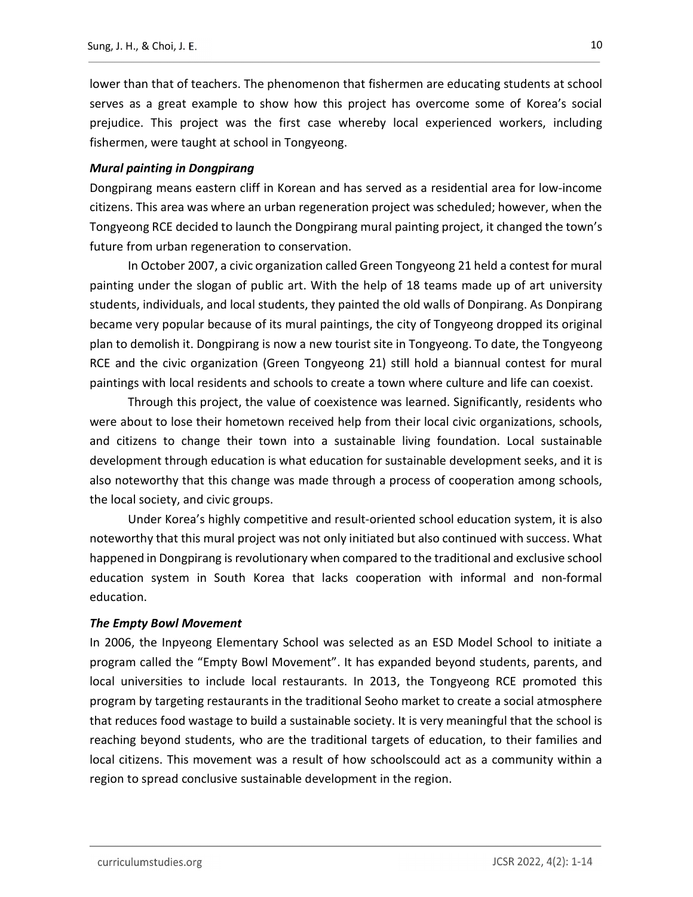lower than that of teachers. The phenomenon that fishermen are educating students at school serves as a great example to show how this project has overcome some of Korea's social prejudice. This project was the first case whereby local experienced workers, including fishermen, were taught at school in Tongyeong.

***Mural painting in Dongpirang***

Dongpirang means eastern cliff in Korean and has served as a residential area for low-income citizens. This area was where an urban regeneration project was scheduled; however, when the Tongyeong RCE decided to launch the Dongpirang mural painting project, it changed the town's future from urban regeneration to conservation.

In October 2007, a civic organization called Green Tongyeong 21 held a contest for mural painting under the slogan of public art. With the help of 18 teams made up of art university students, individuals, and local students, they painted the old walls of Donpirang. As Donpirang became very popular because of its mural paintings, the city of Tongyeong dropped its original plan to demolish it. Dongpirang is now a new tourist site in Tongyeong. To date, the Tongyeong RCE and the civic organization (Green Tongyeong 21) still hold a biannual contest for mural paintings with local residents and schools to create a town where culture and life can coexist.

Through this project, the value of coexistence was learned. Significantly, residents who were about to lose their hometown received help from their local civic organizations, schools, and citizens to change their town into a sustainable living foundation. Local sustainable development through education is what education for sustainable development seeks, and it is also noteworthy that this change was made through a process of cooperation among schools, the local society, and civic groups.

Under Korea's highly competitive and result-oriented school education system, it is also noteworthy that this mural project was not only initiated but also continued with success. What happened in Dongpirang is revolutionary when compared to the traditional and exclusive school education system in South Korea that lacks cooperation with informal and non-formal education.

***The Empty Bowl Movement***

In 2006, the Inpyeong Elementary School was selected as an ESD Model School to initiate a program called the "Empty Bowl Movement". It has expanded beyond students, parents, and local universities to include local restaurants. In 2013, the Tongyeong RCE promoted this program by targeting restaurants in the traditional Seoho market to create a social atmosphere that reduces food wastage to build a sustainable society. It is very meaningful that the school is reaching beyond students, who are the traditional targets of education, to their families and local citizens. This movement was a result of how schoolscould act as a community within a region to spread conclusive sustainable development in the region.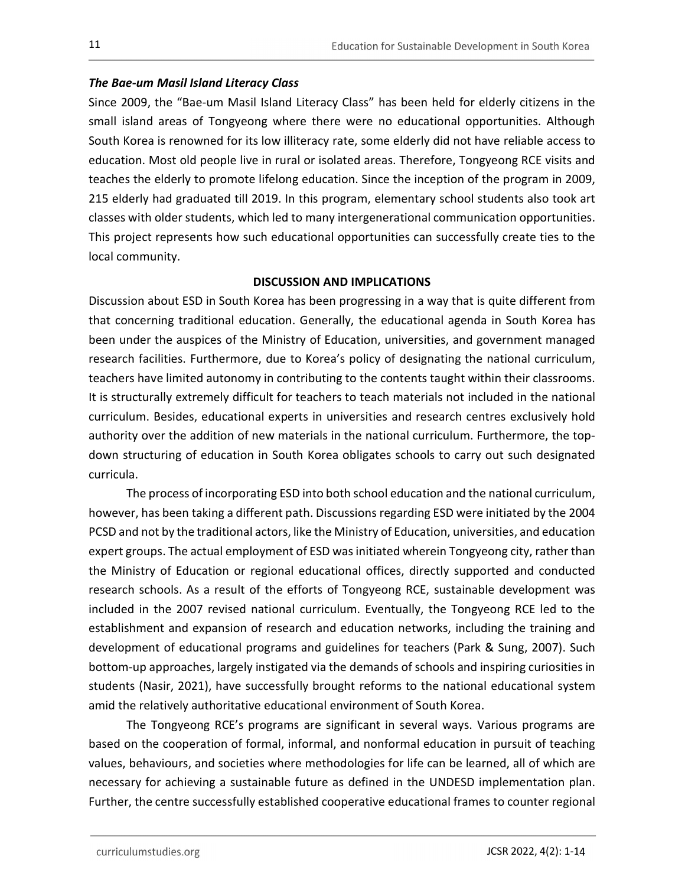### *The Bae-um Masil Island Literacy Class*

Since 2009, the "Bae-um Masil Island Literacy Class" has been held for elderly citizens in the small island areas of Tongyeong where there were no educational opportunities. Although South Korea is renowned for its low illiteracy rate, some elderly did not have reliable access to education. Most old people live in rural or isolated areas. Therefore, Tongyeong RCE visits and teaches the elderly to promote lifelong education. Since the inception of the program in 2009, 215 elderly had graduated till 2019. In this program, elementary school students also took art classes with older students, which led to many intergenerational communication opportunities. This project represents how such educational opportunities can successfully create ties to the local community.

## DISCUSSION AND IMPLICATIONS

Discussion about ESD in South Korea has been progressing in a way that is quite different from that concerning traditional education. Generally, the educational agenda in South Korea has been under the auspices of the Ministry of Education, universities, and government managed research facilities. Furthermore, due to Korea's policy of designating the national curriculum, teachers have limited autonomy in contributing to the contents taught within their classrooms. It is structurally extremely difficult for teachers to teach materials not included in the national curriculum. Besides, educational experts in universities and research centres exclusively hold authority over the addition of new materials in the national curriculum. Furthermore, the top-down structuring of education in South Korea obligates schools to carry out such designated curricula.

The process of incorporating ESD into both school education and the national curriculum, however, has been taking a different path. Discussions regarding ESD were initiated by the 2004 PCSD and not by the traditional actors, like the Ministry of Education, universities, and education expert groups. The actual employment of ESD was initiated wherein Tongyeong city, rather than the Ministry of Education or regional educational offices, directly supported and conducted research schools. As a result of the efforts of Tongyeong RCE, sustainable development was included in the 2007 revised national curriculum. Eventually, the Tongyeong RCE led to the establishment and expansion of research and education networks, including the training and development of educational programs and guidelines for teachers (Park & Sung, 2007). Such bottom-up approaches, largely instigated via the demands of schools and inspiring curiosities in students (Nasir, 2021), have successfully brought reforms to the national educational system amid the relatively authoritative educational environment of South Korea.

The Tongyeong RCE's programs are significant in several ways. Various programs are based on the cooperation of formal, informal, and nonformal education in pursuit of teaching values, behaviours, and societies where methodologies for life can be learned, all of which are necessary for achieving a sustainable future as defined in the UNDESD implementation plan. Further, the centre successfully established cooperative educational frames to counter regional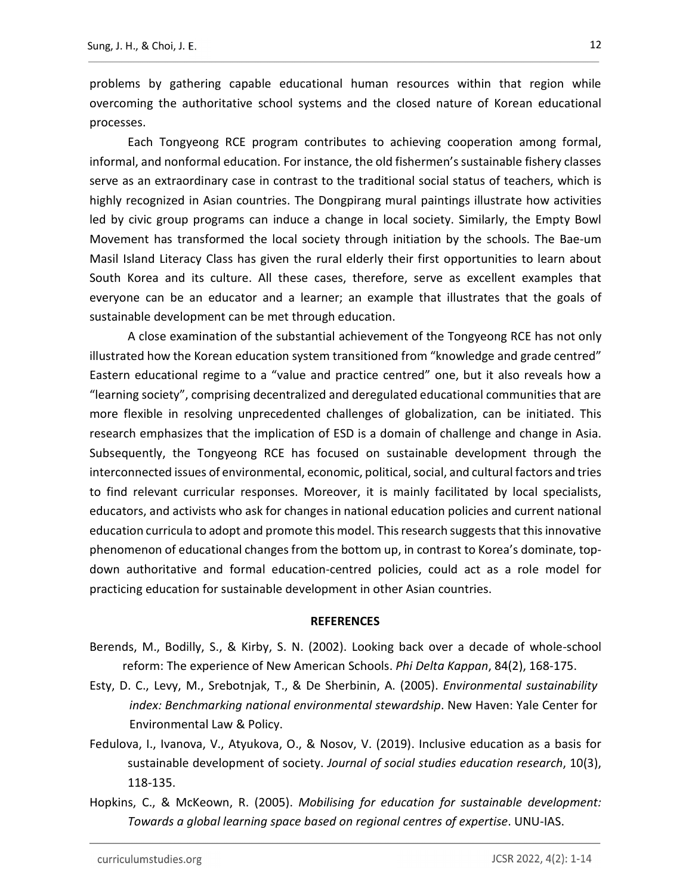problems by gathering capable educational human resources within that region while overcoming the authoritative school systems and the closed nature of Korean educational processes.

Each Tongyeong RCE program contributes to achieving cooperation among formal, informal, and nonformal education. For instance, the old fishermen's sustainable fishery classes serve as an extraordinary case in contrast to the traditional social status of teachers, which is highly recognized in Asian countries. The Dongpirang mural paintings illustrate how activities led by civic group programs can induce a change in local society. Similarly, the Empty Bowl Movement has transformed the local society through initiation by the schools. The Bae-um Masil Island Literacy Class has given the rural elderly their first opportunities to learn about South Korea and its culture. All these cases, therefore, serve as excellent examples that everyone can be an educator and a learner; an example that illustrates that the goals of sustainable development can be met through education.

A close examination of the substantial achievement of the Tongyeong RCE has not only illustrated how the Korean education system transitioned from "knowledge and grade centred" Eastern educational regime to a "value and practice centred" one, but it also reveals how a "learning society", comprising decentralized and deregulated educational communities that are more flexible in resolving unprecedented challenges of globalization, can be initiated. This research emphasizes that the implication of ESD is a domain of challenge and change in Asia. Subsequently, the Tongyeong RCE has focused on sustainable development through the interconnected issues of environmental, economic, political, social, and cultural factors and tries to find relevant curricular responses. Moreover, it is mainly facilitated by local specialists, educators, and activists who ask for changes in national education policies and current national education curricula to adopt and promote this model. This research suggests that this innovative phenomenon of educational changes from the bottom up, in contrast to Korea's dominate, top-down authoritative and formal education-centred policies, could act as a role model for practicing education for sustainable development in other Asian countries.

## REFERENCES

Berends, M., Bodilly, S., & Kirby, S. N. (2002). Looking back over a decade of whole-school reform: The experience of New American Schools. *Phi Delta Kappan*, 84(2), 168-175.

Esty, D. C., Levy, M., Srebotnjak, T., & De Sherbinin, A. (2005). *Environmental sustainability index: Benchmarking national environmental stewardship*. New Haven: Yale Center for Environmental Law & Policy.

Fedulova, I., Ivanova, V., Atyukova, O., & Nosov, V. (2019). Inclusive education as a basis for sustainable development of society. *Journal of social studies education research*, 10(3), 118-135.

Hopkins, C., & McKeown, R. (2005). *Mobilising for education for sustainable development: Towards a global learning space based on regional centres of expertise*. UNU-IAS.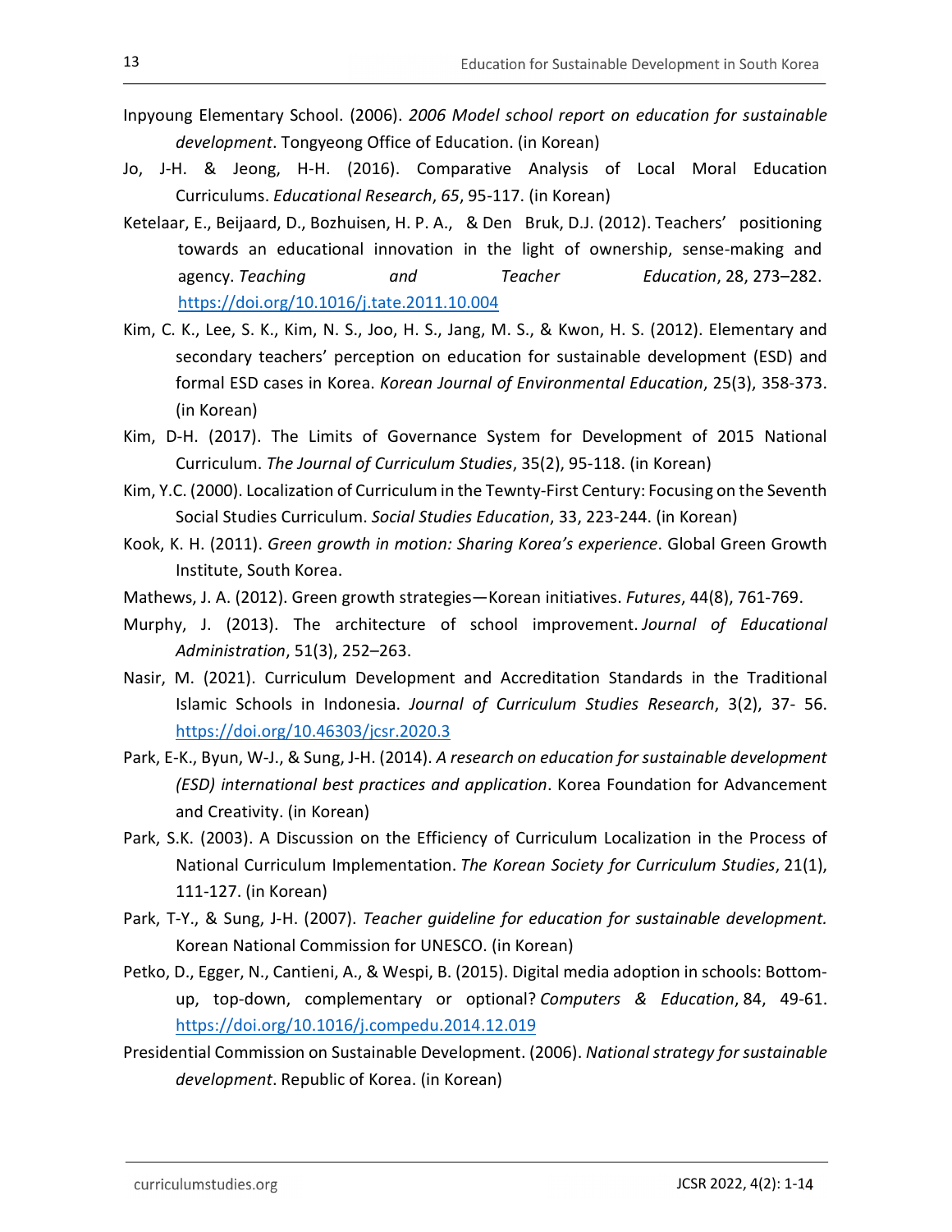Inpyoung Elementary School. (2006). *2006 Model school report on education for sustainable development*. Tongyeong Office of Education. (in Korean)

Jo, J-H. & Jeong, H-H. (2016). Comparative Analysis of Local Moral Education Curriculums. *Educational Research*, *65*, 95-117. (in Korean)

Ketelaar, E., Beijaard, D., Bozhuisen, H. P. A., & Den Bruk, D.J. (2012). Teachers' positioning towards an educational innovation in the light of ownership, sense-making and agency. *Teaching and Teacher Education*, 28, 273–282. https://doi.org/10.1016/j.tate.2011.10.004

Kim, C. K., Lee, S. K., Kim, N. S., Joo, H. S., Jang, M. S., & Kwon, H. S. (2012). Elementary and secondary teachers' perception on education for sustainable development (ESD) and formal ESD cases in Korea. *Korean Journal of Environmental Education*, 25(3), 358-373. (in Korean)

Kim, D-H. (2017). The Limits of Governance System for Development of 2015 National Curriculum. *The Journal of Curriculum Studies*, 35(2), 95-118. (in Korean)

Kim, Y.C. (2000). Localization of Curriculum in the Tewnty-First Century: Focusing on the Seventh Social Studies Curriculum. *Social Studies Education*, 33, 223-244. (in Korean)

Kook, K. H. (2011). *Green growth in motion: Sharing Korea's experience*. Global Green Growth Institute, South Korea.

Mathews, J. A. (2012). Green growth strategies—Korean initiatives. *Futures*, 44(8), 761-769.

Murphy, J. (2013). The architecture of school improvement. *Journal of Educational Administration*, 51(3), 252–263.

Nasir, M. (2021). Curriculum Development and Accreditation Standards in the Traditional Islamic Schools in Indonesia. *Journal of Curriculum Studies Research*, 3(2), 37- 56. https://doi.org/10.46303/jcsr.2020.3

Park, E-K., Byun, W-J., & Sung, J-H. (2014). *A research on education for sustainable development (ESD) international best practices and application*. Korea Foundation for Advancement and Creativity. (in Korean)

Park, S.K. (2003). A Discussion on the Efficiency of Curriculum Localization in the Process of National Curriculum Implementation. *The Korean Society for Curriculum Studies*, 21(1), 111-127. (in Korean)

Park, T-Y., & Sung, J-H. (2007). *Teacher guideline for education for sustainable development.* Korean National Commission for UNESCO. (in Korean)

Petko, D., Egger, N., Cantieni, A., & Wespi, B. (2015). Digital media adoption in schools: Bottom-up, top-down, complementary or optional? *Computers & Education*, 84, 49-61. https://doi.org/10.1016/j.compedu.2014.12.019

Presidential Commission on Sustainable Development. (2006). *National strategy for sustainable development*. Republic of Korea. (in Korean)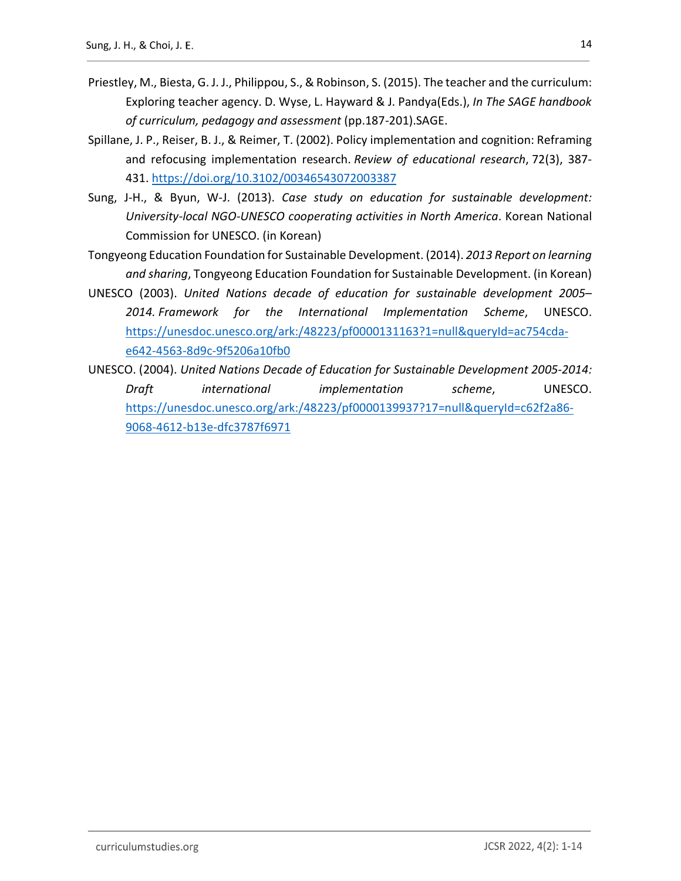Priestley, M., Biesta, G. J. J., Philippou, S., & Robinson, S. (2015). The teacher and the curriculum: Exploring teacher agency. D. Wyse, L. Hayward & J. Pandya(Eds.), *In The SAGE handbook of curriculum, pedagogy and assessment* (pp.187-201).SAGE.

Spillane, J. P., Reiser, B. J., & Reimer, T. (2002). Policy implementation and cognition: Reframing and refocusing implementation research. *Review of educational research*, 72(3), 387-431. https://doi.org/10.3102/00346543072003387

Sung, J-H., & Byun, W-J. (2013). *Case study on education for sustainable development: University-local NGO-UNESCO cooperating activities in North America*. Korean National Commission for UNESCO. (in Korean)

Tongyeong Education Foundation for Sustainable Development. (2014). *2013 Report on learning and sharing*, Tongyeong Education Foundation for Sustainable Development. (in Korean)

UNESCO (2003). *United Nations decade of education for sustainable development 2005–2014. Framework for the International Implementation Scheme*, UNESCO. https://unesdoc.unesco.org/ark:/48223/pf0000131163?1=null&queryId=ac754cda-e642-4563-8d9c-9f5206a10fb0

UNESCO. (2004). *United Nations Decade of Education for Sustainable Development 2005-2014: Draft international implementation scheme*, UNESCO. https://unesdoc.unesco.org/ark:/48223/pf0000139937?17=null&queryId=c62f2a86-9068-4612-b13e-dfc3787f6971